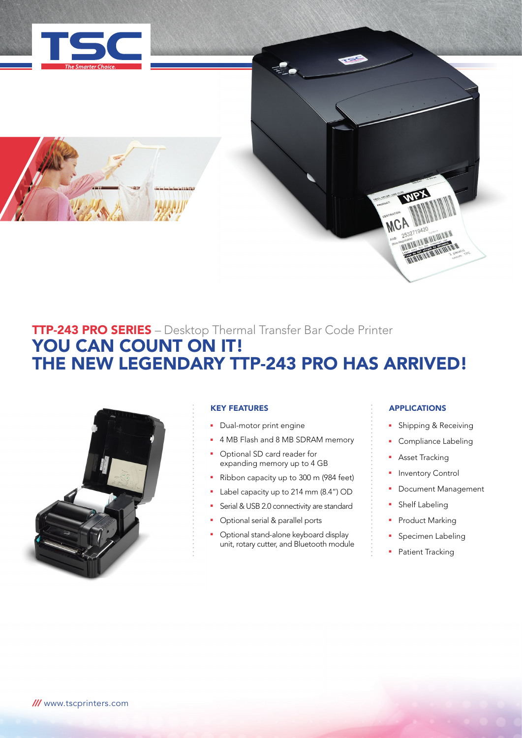# TTP-243 PRO SERIES – Desktop Thermal Transfer Bar Code Printer

## YOU CAN COUNT ON IT! THE NEW LEGENDARY TTP-243 PRO HAS ARRIVED!

### KEY FEATURES

- Dual-motor print engine
- 4 MB Flash and 8 MB SDRAM memory
- Optional SD card reader for expanding memory up to 4 GB
- Ribbon capacity up to 300 m (984 feet)
- Label capacity up to 214 mm (8.4") OD
- Serial & USB 2.0 connectivity are standard
- Optional serial & parallel ports
- Optional stand-alone keyboard display unit, rotary cutter, and Bluetooth module

### APPLICATIONS

- Shipping & Receiving
- Compliance Labeling
- Asset Tracking
- Inventory Control
- Document Management
- Shelf Labeling
- Product Marking
- Specimen Labeling
- Patient Tracking

/// www.tscprinters.com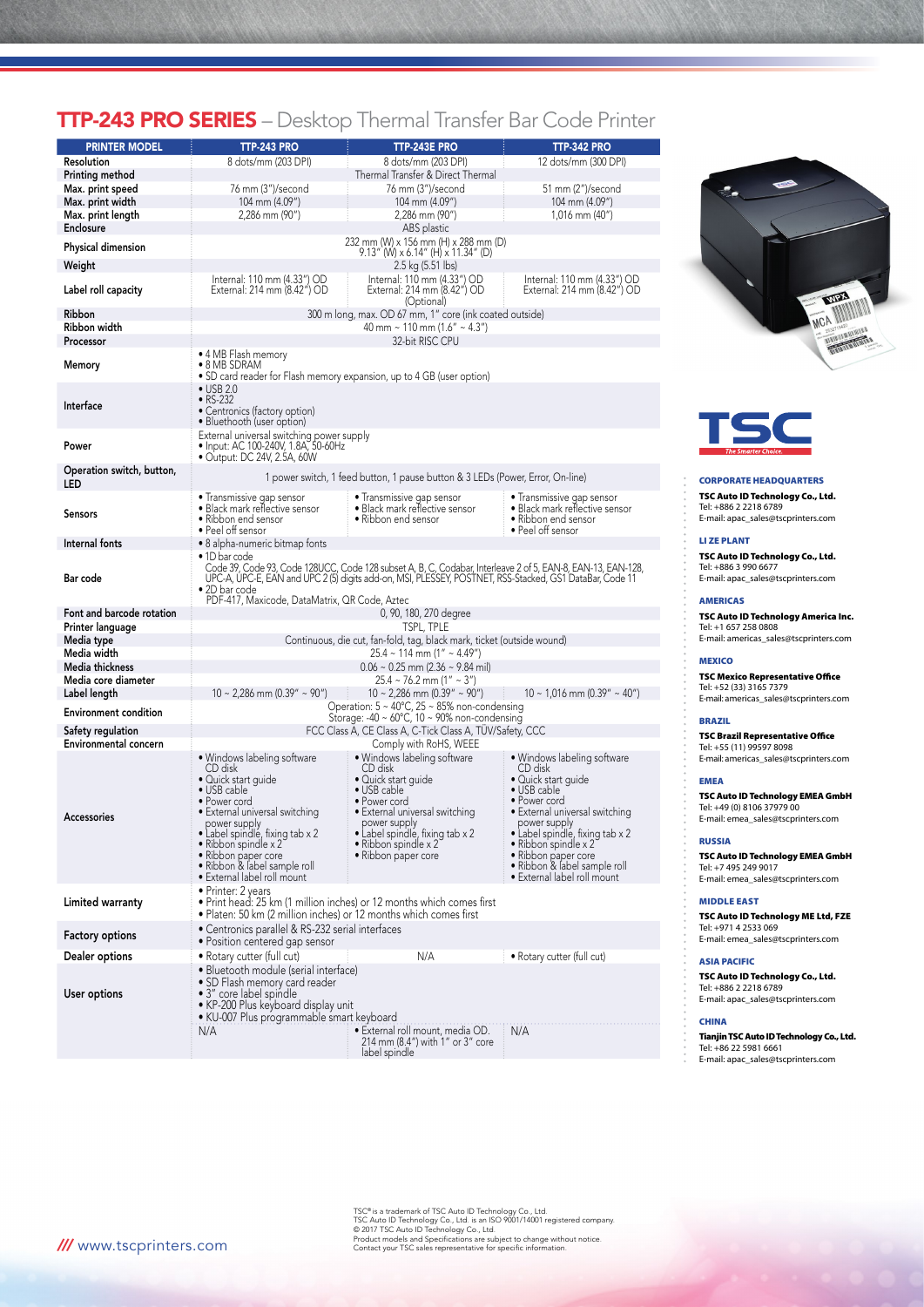# TTP-243 PRO SERIES – Desktop Thermal Transfer Bar Code Printer

| PRINTER MODEL | TTP-243 PRO | TTP-243E PRO | TTP-342 PRO |
|---|---|---|---|
| Resolution | 8 dots/mm (203 DPI) | 8 dots/mm (203 DPI) | 12 dots/mm (300 DPI) |
| Printing method | Thermal Transfer & Direct Thermal | | |
| Max. print speed | 76 mm (3")/second | 76 mm (3")/second | 51 mm (2")/second |
| Max. print width | 104 mm (4.09") | 104 mm (4.09") | 104 mm (4.09") |
| Max. print length | 2,286 mm (90") | 2,286 mm (90") | 1,016 mm (40") |
| Enclosure | ABS plastic | | |
| Physical dimension | 232 mm (W) x 156 mm (H) x 288 mm (D) 9.13" (W) x 6.14" (H) x 11.34" (D) | | |
| Weight | 2.5 kg (5.51 lbs) | | |
| Label roll capacity | Internal: 110 mm (4.33") OD External: 214 mm (8.42") OD | Internal: 110 mm (4.33") OD External: 214 mm (8.42") OD (Optional) | Internal: 110 mm (4.33") OD External: 214 mm (8.42") OD |
| Ribbon | 300 m long, max. OD 67 mm, 1" core (ink coated outside) | | |
| Ribbon width | 40 mm ~ 110 mm (1.6" ~ 4.3") | | |
| Processor | 32-bit RISC CPU | | |
| Memory | • 4 MB Flash memory • 8 MB SDRAM • SD card reader for Flash memory expansion, up to 4 GB (user option) | | |
| Interface | • USB 2.0 • RS-232 • Centronics (factory option) • Bluethooth (user option) | | |
| Power | External universal switching power supply • Input: AC 100-240V, 1.8A, 50-60Hz • Output: DC 24V, 2.5A, 60W | | |
| Operation switch, button, LED | 1 power switch, 1 feed button, 1 pause button & 3 LEDs (Power, Error, On-line) | | |
| Sensors | • Transmissive gap sensor • Black mark reflective sensor • Ribbon end sensor • Peel off sensor | • Transmissive gap sensor • Black mark reflective sensor • Ribbon end sensor | • Transmissive gap sensor • Black mark reflective sensor • Ribbon end sensor • Peel off sensor |
| Internal fonts | • 8 alpha-numeric bitmap fonts | | |
| Bar code | • 1D bar code Code 39, Code 93, Code 128UCC, Code 128 subset A, B, C, Codabar, Interleave 2 of 5, EAN-8, EAN-13, EAN-128, UPC-A, UPC-E, EAN and UPC 2(5) digits add-on, MSI, PLESSEY, POSTNET, RSS-Stacked, GS1 DataBar, Code 11 • 2D bar code PDF-417, Maxicode, DataMatrix, QR Code, Aztec | | |
| Font and barcode rotation | 0, 90, 180, 270 degree | | |
| Printer language | TSPL, TPLE | | |
| Media type | Continuous, die cut, fan-fold, tag, black mark, ticket (outside wound) | | |
| Media width | 25.4 ~ 114 mm (1" ~ 4.49") | | |
| Media thickness | 0.06 ~ 0.25 mm (2.36 ~ 9.84 mil) | | |
| Media core diameter | 25.4 ~ 76.2 mm (1" ~ 3") | | |
| Label length | 10 ~ 2,286 mm (0.39" ~ 90") | 10 ~ 2,286 mm (0.39" ~ 90") | 10 ~ 1,016 mm (0.39" ~ 40") |
| Environment condition | Operation: 5 ~ 40°C, 25 ~ 85% non-condensing Storage: -40 ~ 60°C, 10 ~ 90% non-condensing | | |
| Safety regulation | FCC Class A, CE Class A, C-Tick Class A, TÜV/Safety, CCC | | |
| Environmental concern | Comply with RoHS, WEEE | | |
| Accessories | • Windows labeling software CD disk • Quick start guide • USB cable • Power cord • External universal switching power supply • Label spindle, fixing tab x 2 • Ribbon spindle x 2 • Ribbon paper core • Ribbon & label sample roll • External label roll mount | • Windows labeling software CD disk • Quick start guide • USB cable • Power cord • External universal switching power supply • Label spindle, fixing tab x 2 • Ribbon spindle x 2 • Ribbon paper core | • Windows labeling software CD disk • Quick start guide • USB cable • Power cord • External universal switching power supply • Label spindle, fixing tab x 2 • Ribbon spindle x 2 • Ribbon paper core • Ribbon & label sample roll • External label roll mount |
| Limited warranty | • Printer: 2 years • Print head: 25 km (1 million inches) or 12 months which comes first • Platen: 50 km (2 million inches) or 12 months which comes first | | |
| Factory options | • Centronics parallel & RS-232 serial interfaces • Position centered gap sensor | | |
| Dealer options | • Rotary cutter (full cut) | N/A | • Rotary cutter (full cut) |
| User options | • Bluetooth module (serial interface) • SD Flash memory card reader • 3" core label spindle • KP-200 Plus keyboard display unit • KU-007 Plus programmable smart keyboard | | |
| | N/A | • External roll mount, media OD. 214 mm (8.4") with 1" or 3" core label spindle | N/A |

TSC
The Smarter Choice.

**CORPORATE HEADQUARTERS**
**TSC Auto ID Technology Co., Ltd.**
Tel: +886 2 2218 6789
E-mail: apac_sales@tscprinters.com

**LI ZE PLANT**
**TSC Auto ID Technology Co., Ltd.**
Tel: +886 3 990 6677
E-mail: apac_sales@tscprinters.com

**AMERICAS**
**TSC Auto ID Technology America Inc.**
Tel: +1 657 258 0808
E-mail: americas_sales@tscprinters.com

**MEXICO**
**TSC Mexico Representative Office**
Tel: +52 (33) 3165 7379
E-mail: americas_sales@tscprinters.com

**BRAZIL**
**TSC Brazil Representative Office**
Tel: +55 (11) 99597 8098
E-mail: americas_sales@tscprinters.com

**EMEA**
**TSC Auto ID Technology EMEA GmbH**
Tel: +49 (0) 8106 37979 00
E-mail: emea_sales@tscprinters.com

**RUSSIA**
**TSC Auto ID Technology EMEA GmbH**
Tel: +7 495 249 9017
E-mail: emea_sales@tscprinters.com

**MIDDLE EAST**
**TSC Auto ID Technology ME Ltd, FZE**
Tel: +971 4 2533 069
E-mail: emea_sales@tscprinters.com

**ASIA PACIFIC**
**TSC Auto ID Technology Co., Ltd.**
Tel: +886 2 2218 6789
E-mail: apac_sales@tscprinters.com

**CHINA**
**Tianjin TSC Auto ID Technology Co., Ltd.**
Tel: +86 22 5981 6661
E-mail: apac_sales@tscprinters.com

/// www.tscprinters.com

TSC® is a trademark of TSC Auto ID Technology Co., Ltd.
TSC Auto ID Technology Co., Ltd. is an ISO 9001/14001 registered company.
© 2017 TSC Auto ID Technology Co., Ltd.
Product models and Specifications are subject to change without notice.
Contact your TSC sales representative for specific information.